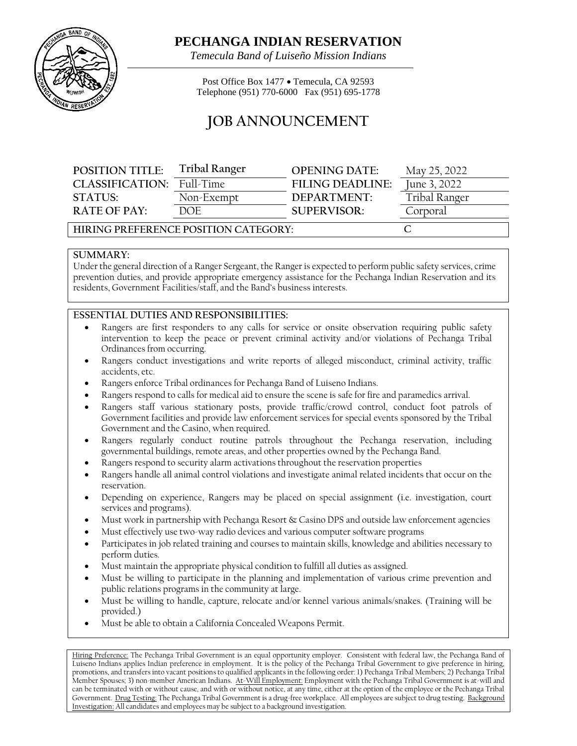# PECHANGA INDIAN RESERVATION

*Temecula Band of Luiseño Mission Indians*

Post Office Box 1477 • Temecula, CA 92593
Telephone (951) 770-6000 Fax (951) 695-1778

## JOB ANNOUNCEMENT

| | | | |
|---|---|---|---|
| **POSITION TITLE:** | **Tribal Ranger** | **OPENING DATE:** | May 25, 2022 |
| **CLASSIFICATION:** | Full-Time | **FILING DEADLINE:** | June 3, 2022 |
| **STATUS:** | Non-Exempt | **DEPARTMENT:** | Tribal Ranger |
| **RATE OF PAY:** | DOE | **SUPERVISOR:** | Corporal |

**HIRING PREFERENCE POSITION CATEGORY:** C

### SUMMARY:

Under the general direction of a Ranger Sergeant, the Ranger is expected to perform public safety services, crime prevention duties, and provide appropriate emergency assistance for the Pechanga Indian Reservation and its residents, Government Facilities/staff, and the Band's business interests.

### ESSENTIAL DUTIES AND RESPONSIBILITIES:

- Rangers are first responders to any calls for service or onsite observation requiring public safety intervention to keep the peace or prevent criminal activity and/or violations of Pechanga Tribal Ordinances from occurring.
- Rangers conduct investigations and write reports of alleged misconduct, criminal activity, traffic accidents, etc.
- Rangers enforce Tribal ordinances for Pechanga Band of Luiseno Indians.
- Rangers respond to calls for medical aid to ensure the scene is safe for fire and paramedics arrival.
- Rangers staff various stationary posts, provide traffic/crowd control, conduct foot patrols of Government facilities and provide law enforcement services for special events sponsored by the Tribal Government and the Casino, when required.
- Rangers regularly conduct routine patrols throughout the Pechanga reservation, including governmental buildings, remote areas, and other properties owned by the Pechanga Band.
- Rangers respond to security alarm activations throughout the reservation properties
- Rangers handle all animal control violations and investigate animal related incidents that occur on the reservation.
- Depending on experience, Rangers may be placed on special assignment (i.e. investigation, court services and programs).
- Must work in partnership with Pechanga Resort & Casino DPS and outside law enforcement agencies
- Must effectively use two-way radio devices and various computer software programs
- Participates in job related training and courses to maintain skills, knowledge and abilities necessary to perform duties.
- Must maintain the appropriate physical condition to fulfill all duties as assigned.
- Must be willing to participate in the planning and implementation of various crime prevention and public relations programs in the community at large.
- Must be willing to handle, capture, relocate and/or kennel various animals/snakes. (Training will be provided.)
- Must be able to obtain a California Concealed Weapons Permit.

Hiring Preference: The Pechanga Tribal Government is an equal opportunity employer. Consistent with federal law, the Pechanga Band of Luiseno Indians applies Indian preference in employment. It is the policy of the Pechanga Tribal Government to give preference in hiring, promotions, and transfers into vacant positions to qualified applicants in the following order: 1) Pechanga Tribal Members; 2) Pechanga Tribal Member Spouses; 3) non-member American Indians. At-Will Employment: Employment with the Pechanga Tribal Government is at-will and can be terminated with or without cause, and with or without notice, at any time, either at the option of the employee or the Pechanga Tribal Government. Drug Testing: The Pechanga Tribal Government is a drug-free workplace. All employees are subject to drug testing. Background Investigation: All candidates and employees may be subject to a background investigation.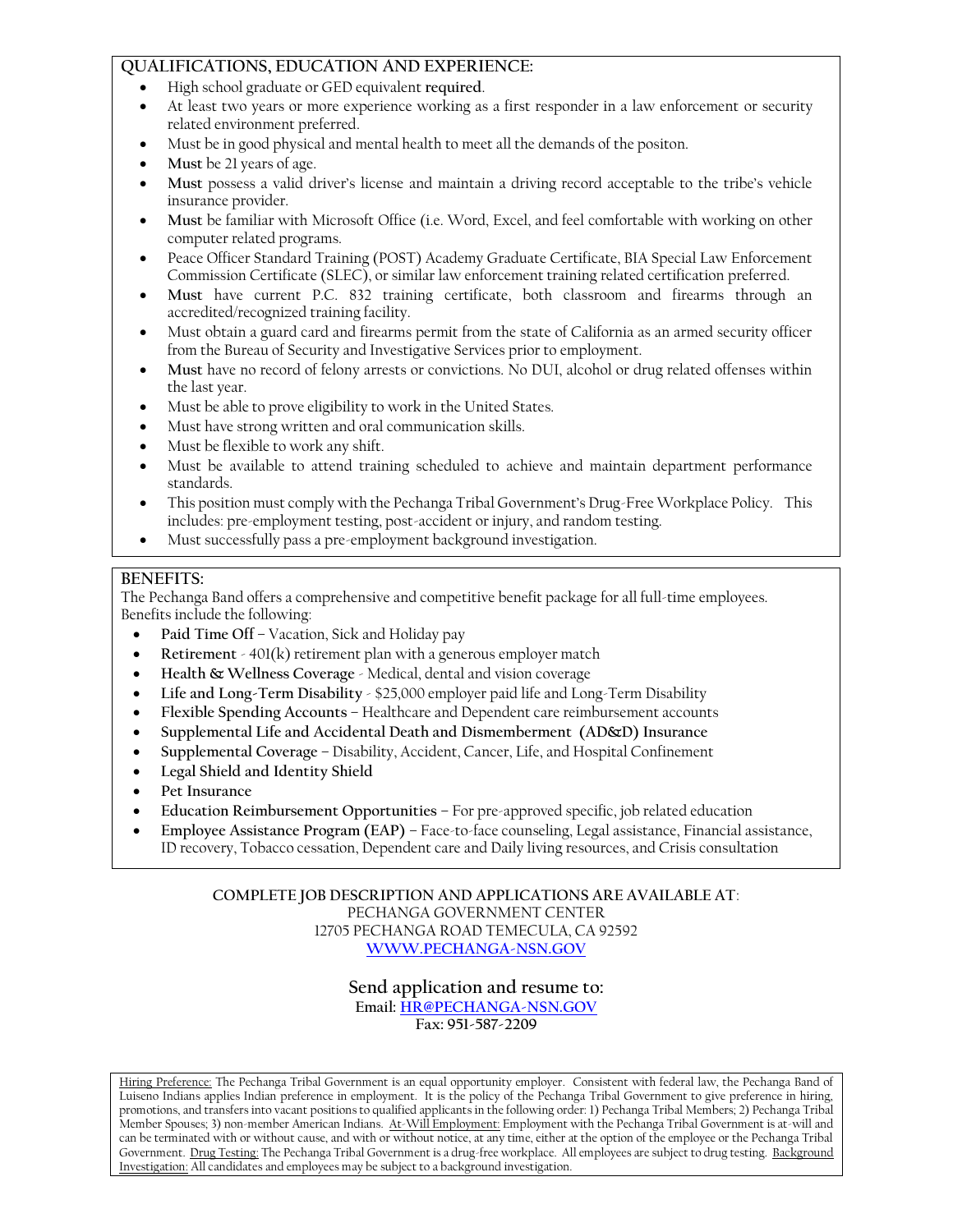## QUALIFICATIONS, EDUCATION AND EXPERIENCE:

- High school graduate or GED equivalent **required**.
- At least two years or more experience working as a first responder in a law enforcement or security related environment preferred.
- Must be in good physical and mental health to meet all the demands of the positon.
- **Must** be 21 years of age.
- **Must** possess a valid driver's license and maintain a driving record acceptable to the tribe's vehicle insurance provider.
- **Must** be familiar with Microsoft Office (i.e. Word, Excel, and feel comfortable with working on other computer related programs.
- Peace Officer Standard Training (POST) Academy Graduate Certificate, BIA Special Law Enforcement Commission Certificate (SLEC), or similar law enforcement training related certification preferred.
- **Must** have current P.C. 832 training certificate, both classroom and firearms through an accredited/recognized training facility.
- Must obtain a guard card and firearms permit from the state of California as an armed security officer from the Bureau of Security and Investigative Services prior to employment.
- **Must** have no record of felony arrests or convictions. No DUI, alcohol or drug related offenses within the last year.
- Must be able to prove eligibility to work in the United States.
- Must have strong written and oral communication skills.
- Must be flexible to work any shift.
- Must be available to attend training scheduled to achieve and maintain department performance standards.
- This position must comply with the Pechanga Tribal Government's Drug-Free Workplace Policy. This includes: pre-employment testing, post-accident or injury, and random testing.
- Must successfully pass a pre-employment background investigation.

## BENEFITS:

The Pechanga Band offers a comprehensive and competitive benefit package for all full-time employees. Benefits include the following:

- **Paid Time Off** – Vacation, Sick and Holiday pay
- **Retirement** - 401(k) retirement plan with a generous employer match
- **Health & Wellness Coverage** - Medical, dental and vision coverage
- **Life and Long-Term Disability** - $25,000 employer paid life and Long-Term Disability
- **Flexible Spending Accounts** – Healthcare and Dependent care reimbursement accounts
- **Supplemental Life and Accidental Death and Dismemberment (AD&D) Insurance**
- **Supplemental Coverage** – Disability, Accident, Cancer, Life, and Hospital Confinement
- **Legal Shield and Identity Shield**
- **Pet Insurance**
- **Education Reimbursement Opportunities** – For pre-approved specific, job related education
- **Employee Assistance Program (EAP)** – Face-to-face counseling, Legal assistance, Financial assistance, ID recovery, Tobacco cessation, Dependent care and Daily living resources, and Crisis consultation

**COMPLETE JOB DESCRIPTION AND APPLICATIONS ARE AVAILABLE AT**:
PECHANGA GOVERNMENT CENTER
12705 PECHANGA ROAD TEMECULA, CA 92592
[WWW.PECHANGA-NSN.GOV](http://WWW.PECHANGA-NSN.GOV)

### Send application and resume to:

**Email: [HR@PECHANGA-NSN.GOV](mailto:HR@PECHANGA-NSN.GOV)**
**Fax: 951-587-2209**

Hiring Preference: The Pechanga Tribal Government is an equal opportunity employer. Consistent with federal law, the Pechanga Band of Luiseno Indians applies Indian preference in employment. It is the policy of the Pechanga Tribal Government to give preference in hiring, promotions, and transfers into vacant positions to qualified applicants in the following order: 1) Pechanga Tribal Members; 2) Pechanga Tribal Member Spouses; 3) non-member American Indians. At-Will Employment: Employment with the Pechanga Tribal Government is at-will and can be terminated with or without cause, and with or without notice, at any time, either at the option of the employee or the Pechanga Tribal Government. Drug Testing: The Pechanga Tribal Government is a drug-free workplace. All employees are subject to drug testing. Background Investigation: All candidates and employees may be subject to a background investigation.